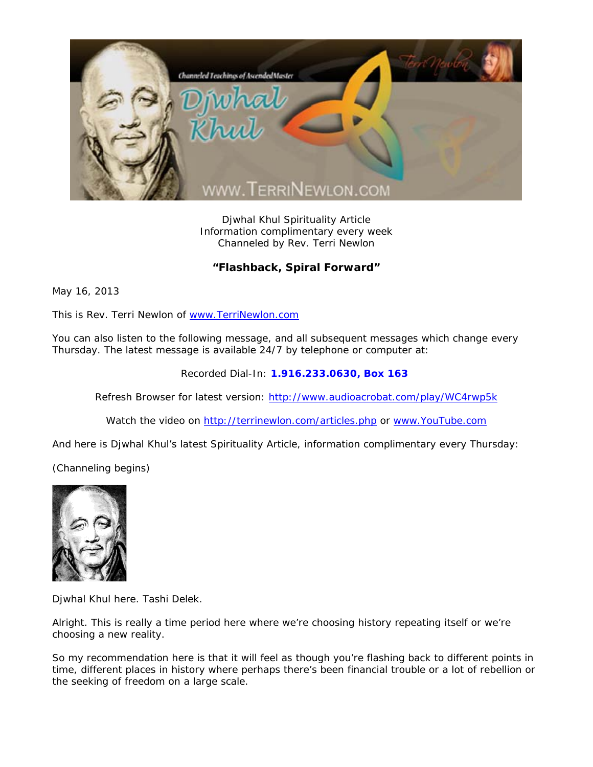Djwhal Khul Spirituality Article
Information complimentary every week
Channeled by Rev. Terri Newlon

## "Flashback, Spiral Forward"

May 16, 2013

This is Rev. Terri Newlon of www.TerriNewlon.com

You can also listen to the following message, and all subsequent messages which change every Thursday. The latest message is available 24/7 by telephone or computer at:

Recorded Dial-In: **1.916.233.0630, Box 163**

Refresh Browser for latest version: http://www.audioacrobat.com/play/WC4rwp5k

Watch the video on http://terrinewlon.com/articles.php or www.YouTube.com

And here is Djwhal Khul's latest Spirituality Article, information complimentary every Thursday:

(Channeling begins)

Djwhal Khul here. Tashi Delek.

Alright. This is really a time period here where we're choosing history repeating itself or we're choosing a new reality.

So my recommendation here is that it will feel as though you're flashing back to different points in time, different places in history where perhaps there's been financial trouble or a lot of rebellion or the seeking of freedom on a large scale.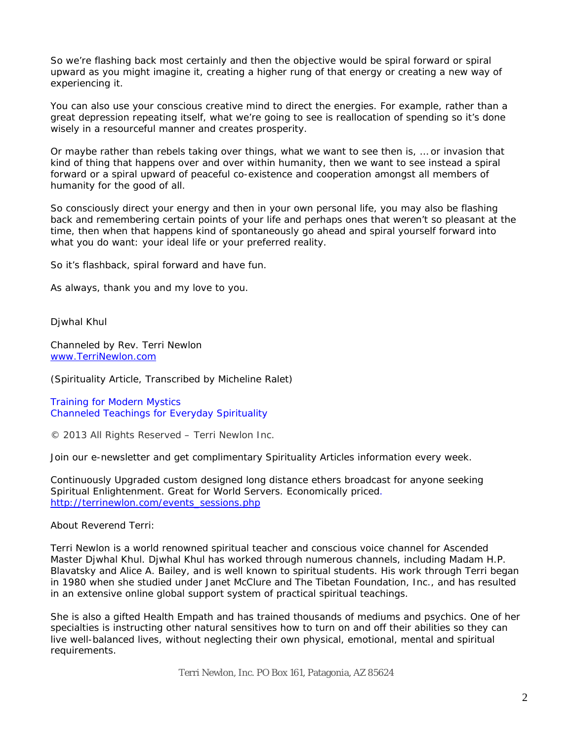So we're flashing back most certainly and then the objective would be spiral forward or spiral upward as you might imagine it, creating a higher rung of that energy or creating a new way of experiencing it.

You can also use your conscious creative mind to direct the energies. For example, rather than a great depression repeating itself, what we're going to see is reallocation of spending so it's done wisely in a resourceful manner and creates prosperity.

Or maybe rather than rebels taking over things, what we want to see then is, … or invasion that kind of thing that happens over and over within humanity, then we want to see instead a spiral forward or a spiral upward of peaceful co-existence and cooperation amongst all members of humanity for the good of all.

So consciously direct your energy and then in your own personal life, you may also be flashing back and remembering certain points of your life and perhaps ones that weren't so pleasant at the time, then when that happens kind of spontaneously go ahead and spiral yourself forward into what you do want: your ideal life or your preferred reality.

So it's flashback, spiral forward and have fun.

As always, thank you and my love to you.

Djwhal Khul

Channeled by Rev. Terri Newlon
[www.TerriNewlon.com](http://www.TerriNewlon.com)

(Spirituality Article, Transcribed by Micheline Ralet)

Training for Modern Mystics
Channeled Teachings for Everyday Spirituality

© 2013 All Rights Reserved – Terri Newlon Inc.

Join our e-newsletter and get complimentary Spirituality Articles information every week.

Continuously Upgraded custom designed long distance ethers broadcast for anyone seeking Spiritual Enlightenment. Great for World Servers. Economically priced.
[http://terrinewlon.com/events_sessions.php](http://terrinewlon.com/events_sessions.php)

About Reverend Terri:

Terri Newlon is a world renowned spiritual teacher and conscious voice channel for Ascended Master Djwhal Khul. Djwhal Khul has worked through numerous channels, including Madam H.P. Blavatsky and Alice A. Bailey, and is well known to spiritual students. His work through Terri began in 1980 when she studied under Janet McClure and The Tibetan Foundation, Inc., and has resulted in an extensive online global support system of practical spiritual teachings.

She is also a gifted Health Empath and has trained thousands of mediums and psychics. One of her specialties is instructing other natural sensitives how to turn on and off their abilities so they can live well-balanced lives, without neglecting their own physical, emotional, mental and spiritual requirements.

Terri Newlon, Inc. PO Box 161, Patagonia, AZ 85624